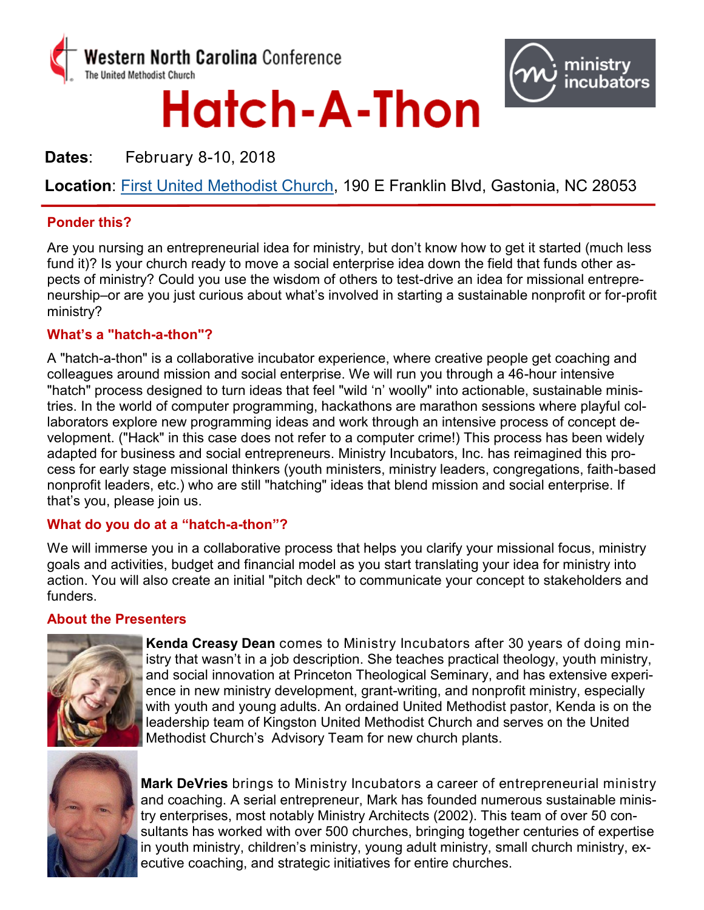Western North Carolina Conference
The United Methodist Church

ministry incubators

# Hatch-A-Thon

**Dates**: February 8-10, 2018

**Location**: First United Methodist Church, 190 E Franklin Blvd, Gastonia, NC 28053

## Ponder this?

Are you nursing an entrepreneurial idea for ministry, but don't know how to get it started (much less fund it)? Is your church ready to move a social enterprise idea down the field that funds other aspects of ministry? Could you use the wisdom of others to test-drive an idea for missional entrepreneurship–or are you just curious about what's involved in starting a sustainable nonprofit or for-profit ministry?

## What's a "hatch-a-thon"?

A "hatch-a-thon" is a collaborative incubator experience, where creative people get coaching and colleagues around mission and social enterprise. We will run you through a 46-hour intensive "hatch" process designed to turn ideas that feel "wild 'n' woolly" into actionable, sustainable ministries. In the world of computer programming, hackathons are marathon sessions where playful collaborators explore new programming ideas and work through an intensive process of concept development. ("Hack" in this case does not refer to a computer crime!) This process has been widely adapted for business and social entrepreneurs. Ministry Incubators, Inc. has reimagined this process for early stage missional thinkers (youth ministers, ministry leaders, congregations, faith-based nonprofit leaders, etc.) who are still "hatching" ideas that blend mission and social enterprise. If that's you, please join us.

## What do you do at a "hatch-a-thon"?

We will immerse you in a collaborative process that helps you clarify your missional focus, ministry goals and activities, budget and financial model as you start translating your idea for ministry into action. You will also create an initial "pitch deck" to communicate your concept to stakeholders and funders.

## About the Presenters

**Kenda Creasy Dean** comes to Ministry Incubators after 30 years of doing ministry that wasn't in a job description. She teaches practical theology, youth ministry, and social innovation at Princeton Theological Seminary, and has extensive experience in new ministry development, grant-writing, and nonprofit ministry, especially with youth and young adults. An ordained United Methodist pastor, Kenda is on the leadership team of Kingston United Methodist Church and serves on the United Methodist Church's Advisory Team for new church plants.

**Mark DeVries** brings to Ministry Incubators a career of entrepreneurial ministry and coaching. A serial entrepreneur, Mark has founded numerous sustainable ministry enterprises, most notably Ministry Architects (2002). This team of over 50 consultants has worked with over 500 churches, bringing together centuries of expertise in youth ministry, children's ministry, young adult ministry, small church ministry, executive coaching, and strategic initiatives for entire churches.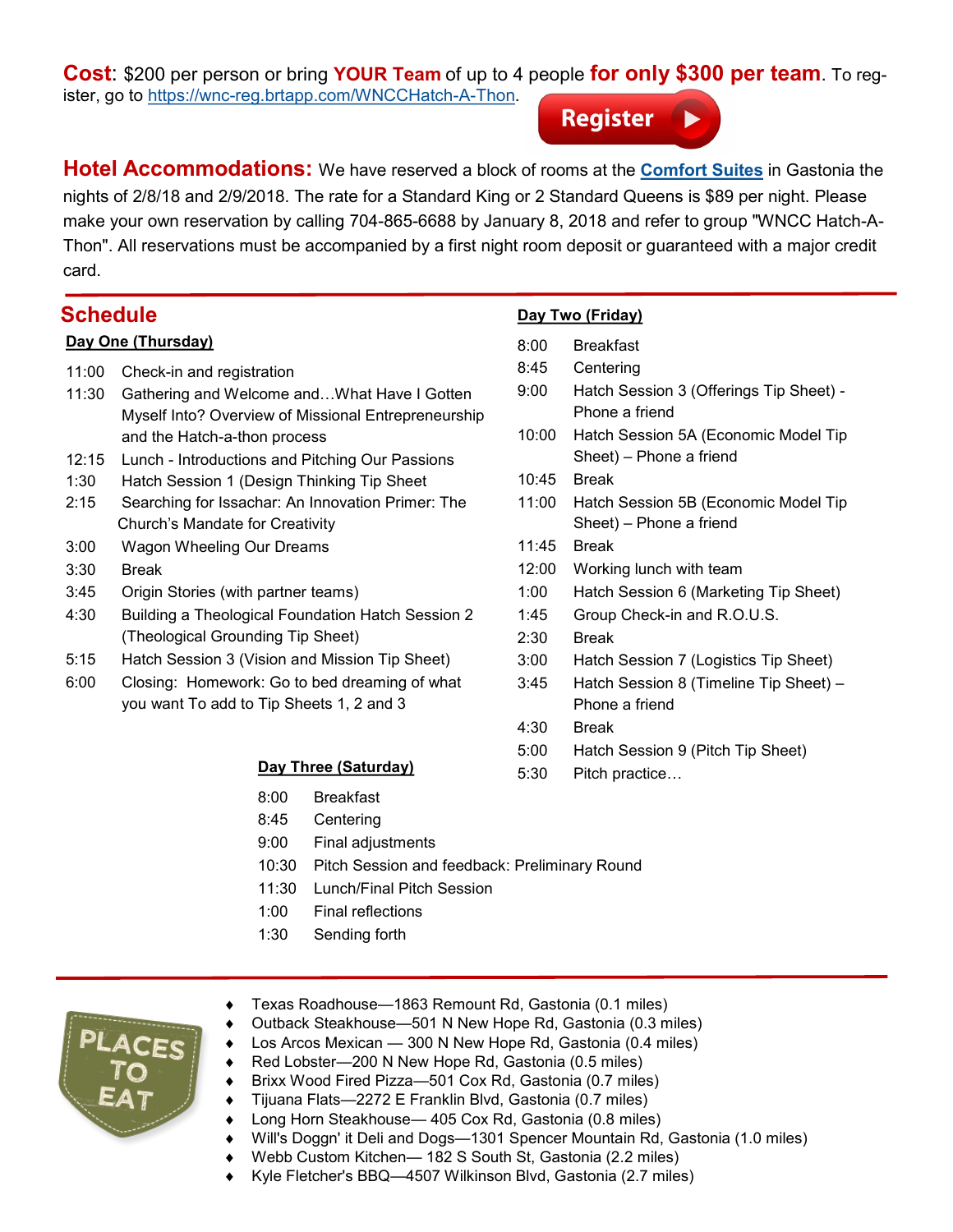**Cost**: $200 per person or bring **YOUR Team** of up to 4 people **for only $300 per team**. To register, go to https://wnc-reg.brtapp.com/WNCCHatch-A-Thon.

Register

**Hotel Accommodations:** We have reserved a block of rooms at the **Comfort Suites** in Gastonia the nights of 2/8/18 and 2/9/2018. The rate for a Standard King or 2 Standard Queens is $89 per night. Please make your own reservation by calling 704-865-6688 by January 8, 2018 and refer to group "WNCC Hatch-A-Thon". All reservations must be accompanied by a first night room deposit or guaranteed with a major credit card.

## Schedule

### Day One (Thursday)

| | |
|---|---|
| 11:00 | Check-in and registration |
| 11:30 | Gathering and Welcome and…What Have I Gotten Myself Into? Overview of Missional Entrepreneurship and the Hatch-a-thon process |
| 12:15 | Lunch - Introductions and Pitching Our Passions |
| 1:30 | Hatch Session 1 (Design Thinking Tip Sheet |
| 2:15 | Searching for Issachar: An Innovation Primer: The Church's Mandate for Creativity |
| 3:00 | Wagon Wheeling Our Dreams |
| 3:30 | Break |
| 3:45 | Origin Stories (with partner teams) |
| 4:30 | Building a Theological Foundation Hatch Session 2 (Theological Grounding Tip Sheet) |
| 5:15 | Hatch Session 3 (Vision and Mission Tip Sheet) |
| 6:00 | Closing: Homework: Go to bed dreaming of what you want To add to Tip Sheets 1, 2 and 3 |

### Day Two (Friday)

| | |
|---|---|
| 8:00 | Breakfast |
| 8:45 | Centering |
| 9:00 | Hatch Session 3 (Offerings Tip Sheet) - Phone a friend |
| 10:00 | Hatch Session 5A (Economic Model Tip Sheet) – Phone a friend |
| 10:45 | Break |
| 11:00 | Hatch Session 5B (Economic Model Tip Sheet) – Phone a friend |
| 11:45 | Break |
| 12:00 | Working lunch with team |
| 1:00 | Hatch Session 6 (Marketing Tip Sheet) |
| 1:45 | Group Check-in and R.O.U.S. |
| 2:30 | Break |
| 3:00 | Hatch Session 7 (Logistics Tip Sheet) |
| 3:45 | Hatch Session 8 (Timeline Tip Sheet) – Phone a friend |
| 4:30 | Break |
| 5:00 | Hatch Session 9 (Pitch Tip Sheet) |
| 5:30 | Pitch practice… |

### Day Three (Saturday)

| | |
|---|---|
| 8:00 | Breakfast |
| 8:45 | Centering |
| 9:00 | Final adjustments |
| 10:30 | Pitch Session and feedback: Preliminary Round |
| 11:30 | Lunch/Final Pitch Session |
| 1:00 | Final reflections |
| 1:30 | Sending forth |

## PLACES TO EAT

- Texas Roadhouse—1863 Remount Rd, Gastonia (0.1 miles)
- Outback Steakhouse—501 N New Hope Rd, Gastonia (0.3 miles)
- Los Arcos Mexican — 300 N New Hope Rd, Gastonia (0.4 miles)
- Red Lobster—200 N New Hope Rd, Gastonia (0.5 miles)
- Brixx Wood Fired Pizza—501 Cox Rd, Gastonia (0.7 miles)
- Tijuana Flats—2272 E Franklin Blvd, Gastonia (0.7 miles)
- Long Horn Steakhouse— 405 Cox Rd, Gastonia (0.8 miles)
- Will's Doggn' it Deli and Dogs—1301 Spencer Mountain Rd, Gastonia (1.0 miles)
- Webb Custom Kitchen— 182 S South St, Gastonia (2.2 miles)
- Kyle Fletcher's BBQ—4507 Wilkinson Blvd, Gastonia (2.7 miles)